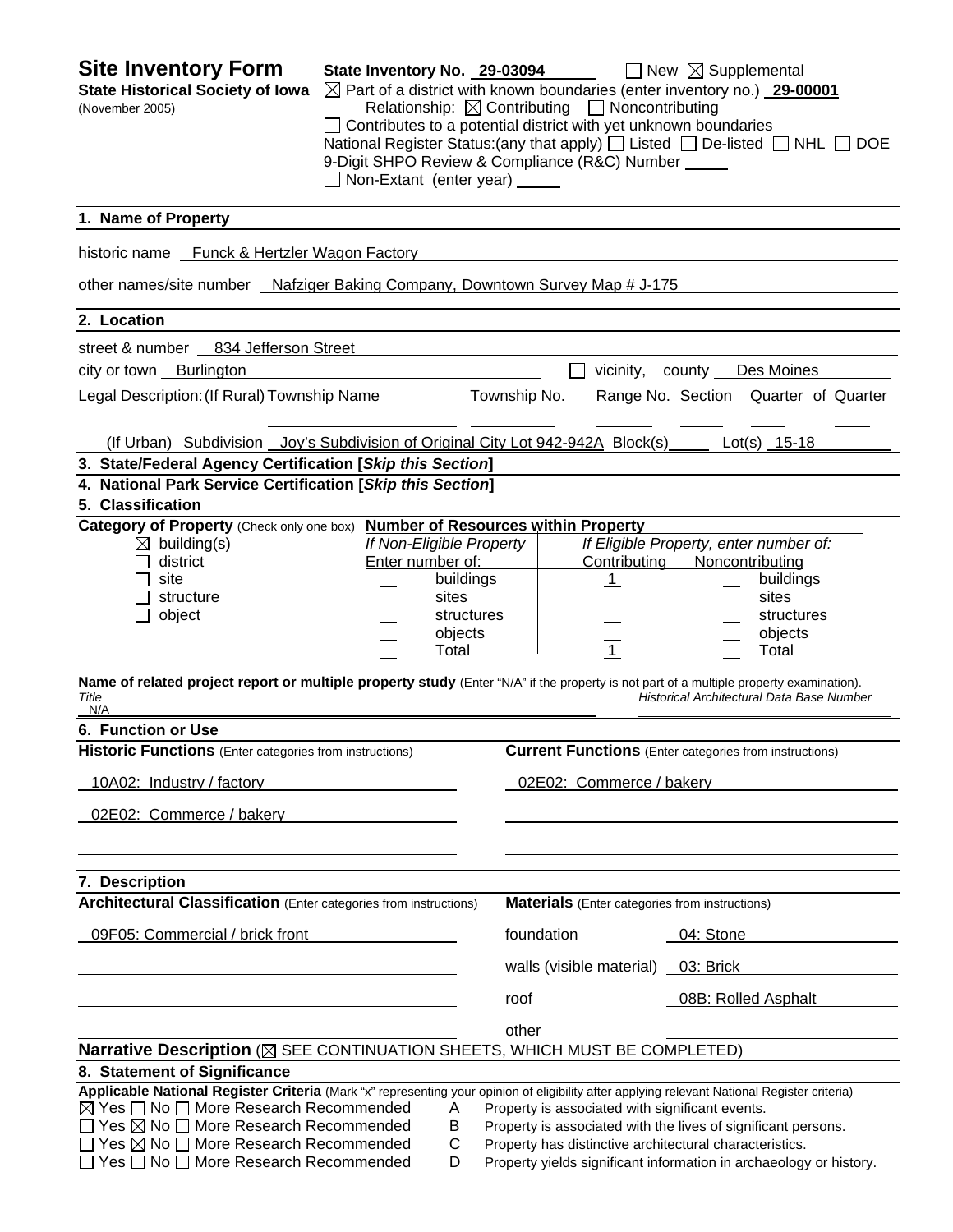# Site Inventory Form

**State Historical Society of Iowa**
(November 2005)

**State Inventory No.** 29-03094 ☐ New ☒ Supplemental

☒ Part of a district with known boundaries (enter inventory no.) **29-00001**

Relationship: ☒ Contributing ☐ Noncontributing

☐ Contributes to a potential district with yet unknown boundaries

National Register Status:(any that apply) ☐ Listed ☐ De-listed ☐ NHL ☐ DOE

9-Digit SHPO Review & Compliance (R&C) Number

☐ Non-Extant (enter year)

## 1. Name of Property

historic name Funck & Hertzler Wagon Factory

other names/site number Nafziger Baking Company, Downtown Survey Map # J-175

## 2. Location

street & number 834 Jefferson Street

city or town Burlington ☐ vicinity, county Des Moines

Legal Description: (If Rural) Township Name Township No. Range No. Section Quarter of Quarter

(If Urban) Subdivision Joy's Subdivision of Original City Lot 942-942A Block(s) Lot(s) 15-18

## 3. State/Federal Agency Certification [*Skip this Section*]

## 4. National Park Service Certification [*Skip this Section*]

## 5. Classification

**Category of Property** (Check only one box)

☒ building(s)
☐ district
☐ site
☐ structure
☐ object

**Number of Resources within Property**

| *If Non-Eligible Property* Enter number of: | | *If Eligible Property, enter number of:* Contributing | Noncontributing | |
|---|---|---|---|---|
| | buildings | 1 | | buildings |
| | sites | | | sites |
| | structures | | | structures |
| | objects | | | objects |
| | Total | 1 | | Total |

**Name of related project report or multiple property study** (Enter "N/A" if the property is not part of a multiple property examination).

*Title* N/A *Historical Architectural Data Base Number*

## 6. Function or Use

| **Historic Functions** (Enter categories from instructions) | **Current Functions** (Enter categories from instructions) |
|---|---|
| 10A02: Industry / factory | 02E02: Commerce / bakery |
| 02E02: Commerce / bakery | |

## 7. Description

**Architectural Classification** (Enter categories from instructions)

09F05: Commercial / brick front

**Materials** (Enter categories from instructions)

| | |
|---|---|
| foundation | 04: Stone |
| walls (visible material) | 03: Brick |
| roof | 08B: Rolled Asphalt |
| other | |

**Narrative Description** (☒ SEE CONTINUATION SHEETS, WHICH MUST BE COMPLETED)

## 8. Statement of Significance

**Applicable National Register Criteria** (Mark "x" representing your opinion of eligibility after applying relevant National Register criteria)

☒ Yes ☐ No ☐ More Research Recommended A Property is associated with significant events.
☐ Yes ☒ No ☐ More Research Recommended B Property is associated with the lives of significant persons.
☐ Yes ☒ No ☐ More Research Recommended C Property has distinctive architectural characteristics.
☐ Yes ☐ No ☐ More Research Recommended D Property yields significant information in archaeology or history.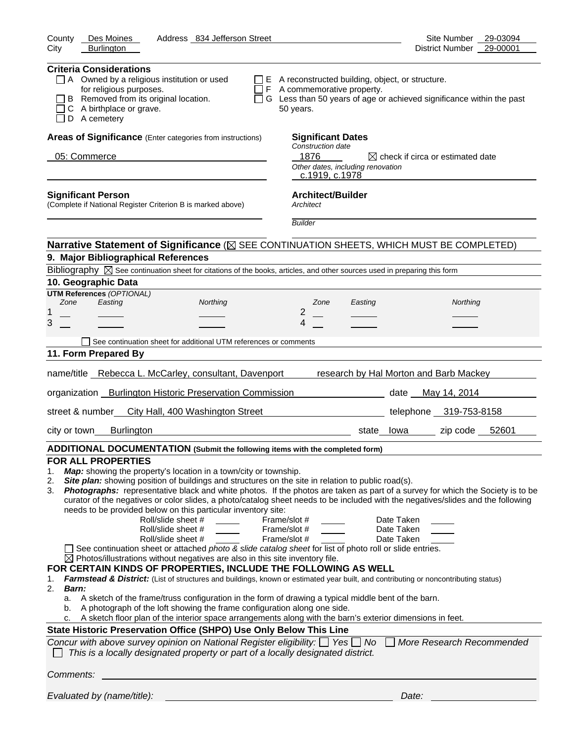County Des Moines  Address 834 Jefferson Street  Site Number 29-03094
City Burlington  District Number 29-00001

**Criteria Considerations**

- ☐ A Owned by a religious institution or used for religious purposes.
- ☐ B Removed from its original location.
- ☐ C A birthplace or grave.
- ☐ D A cemetery
- ☐ E A reconstructed building, object, or structure.
- ☐ F A commemorative property.
- ☐ G Less than 50 years of age or achieved significance within the past 50 years.

**Areas of Significance** (Enter categories from instructions)

05: Commerce

**Significant Dates**

*Construction date*

1876 ☒ check if circa or estimated date

*Other dates, including renovation*

c.1919, c.1978

**Significant Person**
(Complete if National Register Criterion B is marked above)

**Architect/Builder**

*Architect*

*Builder*

**Narrative Statement of Significance** (☒ SEE CONTINUATION SHEETS, WHICH MUST BE COMPLETED)

## 9. Major Bibliographical References

Bibliography ☒ See continuation sheet for citations of the books, articles, and other sources used in preparing this form

## 10. Geographic Data

**UTM References** *(OPTIONAL)*

| | Zone | Easting | Northing | | Zone | Easting | Northing |
|---|---|---|---|---|---|---|---|
| 1 | | | | 2 | | | |
| 3 | | | | 4 | | | |

☐ See continuation sheet for additional UTM references or comments

## 11. Form Prepared By

name/title Rebecca L. McCarley, consultant, Davenport  research by Hal Morton and Barb Mackey

organization Burlington Historic Preservation Commission  date May 14, 2014

street & number City Hall, 400 Washington Street  telephone 319-753-8158

city or town Burlington  state Iowa  zip code 52601

## ADDITIONAL DOCUMENTATION (Submit the following items with the completed form)

### FOR ALL PROPERTIES

1. ***Map:*** showing the property's location in a town/city or township.
2. ***Site plan:*** showing position of buildings and structures on the site in relation to public road(s).
3. ***Photographs:*** representative black and white photos. If the photos are taken as part of a survey for which the Society is to be curator of the negatives or color slides, a photo/catalog sheet needs to be included with the negatives/slides and the following needs to be provided below on this particular inventory site:

| Roll/slide sheet # | Frame/slot # | Date Taken |
|---|---|---|
| | | |
| | | |
| | | |

☐ See continuation sheet or attached *photo & slide catalog sheet* for list of photo roll or slide entries.

☒ Photos/illustrations without negatives are also in this site inventory file.

### FOR CERTAIN KINDS OF PROPERTIES, INCLUDE THE FOLLOWING AS WELL

1. ***Farmstead & District:*** (List of structures and buildings, known or estimated year built, and contributing or noncontributing status)
2. ***Barn:***
   a. A sketch of the frame/truss configuration in the form of drawing a typical middle bent of the barn.
   b. A photograph of the loft showing the frame configuration along one side.
   c. A sketch floor plan of the interior space arrangements along with the barn's exterior dimensions in feet.

### State Historic Preservation Office (SHPO) Use Only Below This Line

*Concur with above survey opinion on National Register eligibility:* ☐ *Yes* ☐ *No* ☐ *More Research Recommended*

☐ *This is a locally designated property or part of a locally designated district.*

*Comments:*

*Evaluated by (name/title):*  *Date:*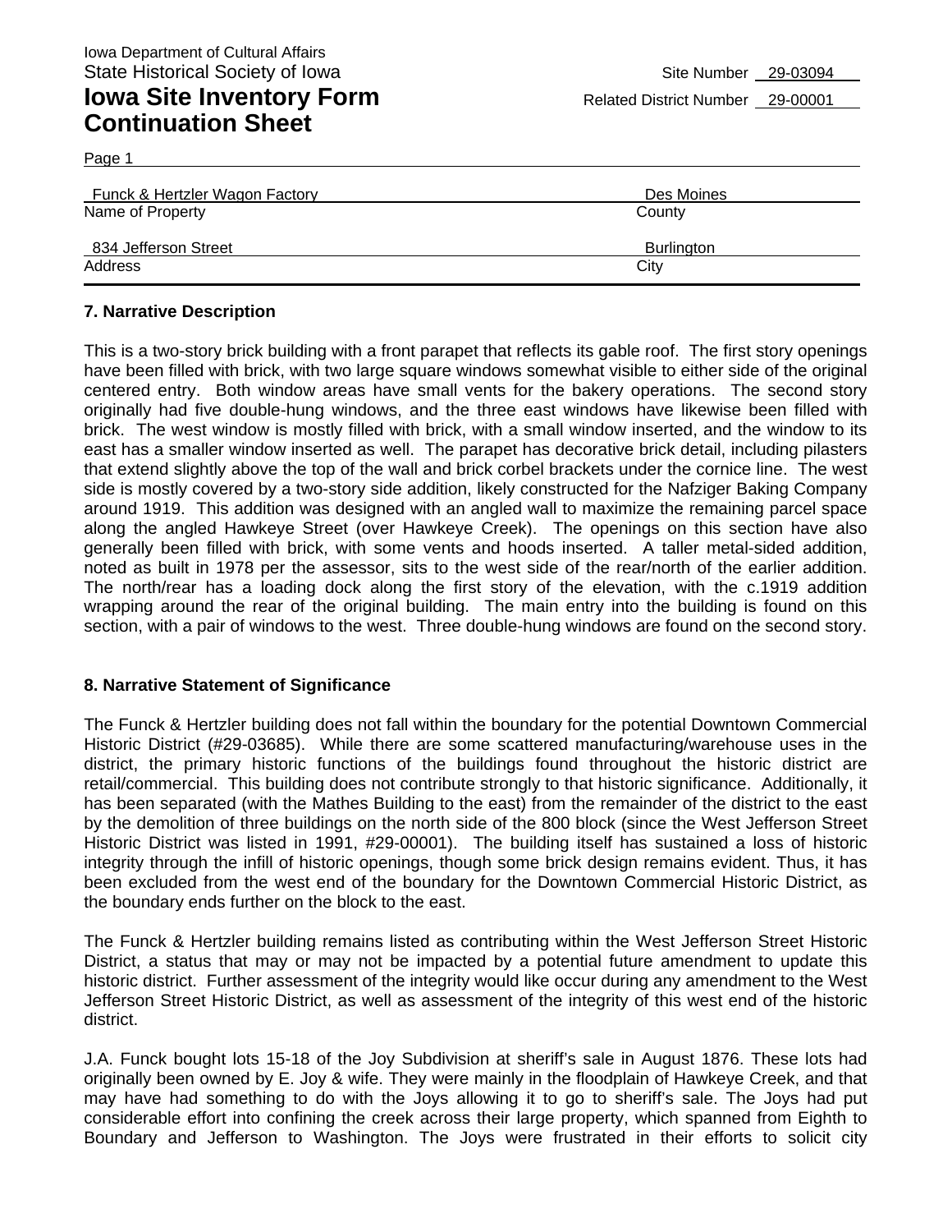Iowa Department of Cultural Affairs
State Historical Society of Iowa

# Iowa Site Inventory Form Continuation Sheet

Site Number 29-03094
Related District Number 29-00001

Page 1

| Name of Property | County |
| --- | --- |
| Funck & Hertzler Wagon Factory | Des Moines |

| Address | City |
| --- | --- |
| 834 Jefferson Street | Burlington |

### 7. Narrative Description

This is a two-story brick building with a front parapet that reflects its gable roof. The first story openings have been filled with brick, with two large square windows somewhat visible to either side of the original centered entry. Both window areas have small vents for the bakery operations. The second story originally had five double-hung windows, and the three east windows have likewise been filled with brick. The west window is mostly filled with brick, with a small window inserted, and the window to its east has a smaller window inserted as well. The parapet has decorative brick detail, including pilasters that extend slightly above the top of the wall and brick corbel brackets under the cornice line. The west side is mostly covered by a two-story side addition, likely constructed for the Nafziger Baking Company around 1919. This addition was designed with an angled wall to maximize the remaining parcel space along the angled Hawkeye Street (over Hawkeye Creek). The openings on this section have also generally been filled with brick, with some vents and hoods inserted. A taller metal-sided addition, noted as built in 1978 per the assessor, sits to the west side of the rear/north of the earlier addition. The north/rear has a loading dock along the first story of the elevation, with the c.1919 addition wrapping around the rear of the original building. The main entry into the building is found on this section, with a pair of windows to the west. Three double-hung windows are found on the second story.

### 8. Narrative Statement of Significance

The Funck & Hertzler building does not fall within the boundary for the potential Downtown Commercial Historic District (#29-03685). While there are some scattered manufacturing/warehouse uses in the district, the primary historic functions of the buildings found throughout the historic district are retail/commercial. This building does not contribute strongly to that historic significance. Additionally, it has been separated (with the Mathes Building to the east) from the remainder of the district to the east by the demolition of three buildings on the north side of the 800 block (since the West Jefferson Street Historic District was listed in 1991, #29-00001). The building itself has sustained a loss of historic integrity through the infill of historic openings, though some brick design remains evident. Thus, it has been excluded from the west end of the boundary for the Downtown Commercial Historic District, as the boundary ends further on the block to the east.

The Funck & Hertzler building remains listed as contributing within the West Jefferson Street Historic District, a status that may or may not be impacted by a potential future amendment to update this historic district. Further assessment of the integrity would like occur during any amendment to the West Jefferson Street Historic District, as well as assessment of the integrity of this west end of the historic district.

J.A. Funck bought lots 15-18 of the Joy Subdivision at sheriff's sale in August 1876. These lots had originally been owned by E. Joy & wife. They were mainly in the floodplain of Hawkeye Creek, and that may have had something to do with the Joys allowing it to go to sheriff's sale. The Joys had put considerable effort into confining the creek across their large property, which spanned from Eighth to Boundary and Jefferson to Washington. The Joys were frustrated in their efforts to solicit city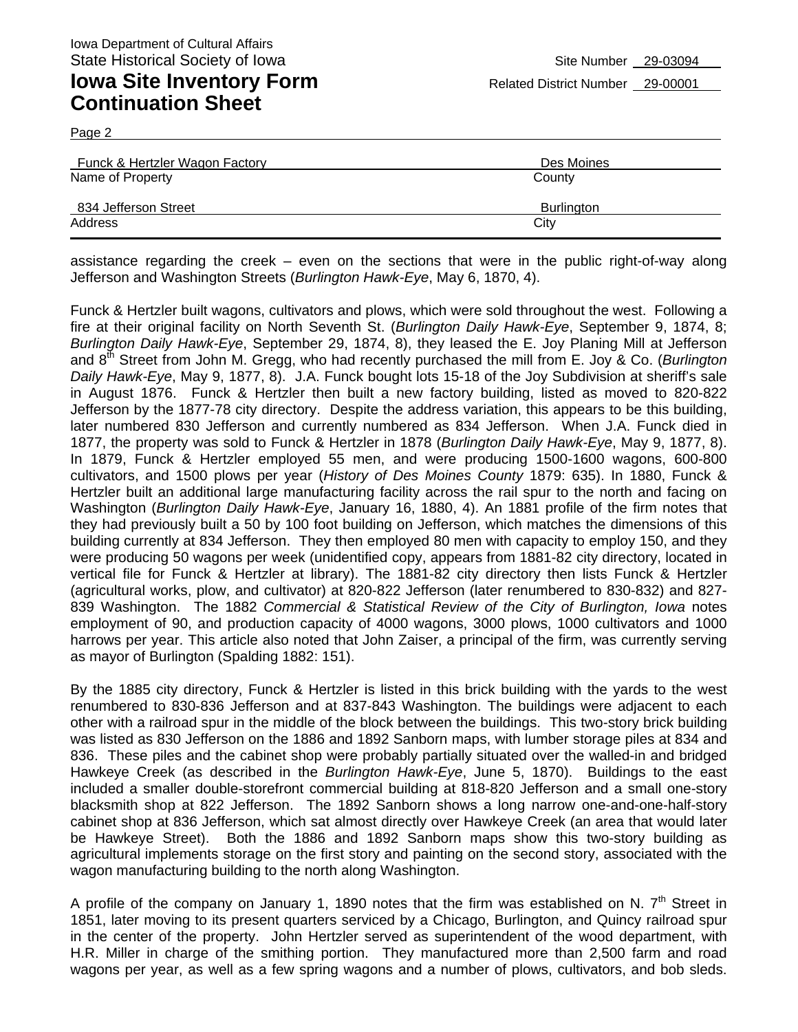assistance regarding the creek – even on the sections that were in the public right-of-way along Jefferson and Washington Streets (*Burlington Hawk-Eye*, May 6, 1870, 4).

Funck & Hertzler built wagons, cultivators and plows, which were sold throughout the west. Following a fire at their original facility on North Seventh St. (*Burlington Daily Hawk-Eye*, September 9, 1874, 8; *Burlington Daily Hawk-Eye*, September 29, 1874, 8), they leased the E. Joy Planing Mill at Jefferson and 8th Street from John M. Gregg, who had recently purchased the mill from E. Joy & Co. (*Burlington Daily Hawk-Eye*, May 9, 1877, 8). J.A. Funck bought lots 15-18 of the Joy Subdivision at sheriff's sale in August 1876. Funck & Hertzler then built a new factory building, listed as moved to 820-822 Jefferson by the 1877-78 city directory. Despite the address variation, this appears to be this building, later numbered 830 Jefferson and currently numbered as 834 Jefferson. When J.A. Funck died in 1877, the property was sold to Funck & Hertzler in 1878 (*Burlington Daily Hawk-Eye*, May 9, 1877, 8). In 1879, Funck & Hertzler employed 55 men, and were producing 1500-1600 wagons, 600-800 cultivators, and 1500 plows per year (*History of Des Moines County* 1879: 635). In 1880, Funck & Hertzler built an additional large manufacturing facility across the rail spur to the north and facing on Washington (*Burlington Daily Hawk-Eye*, January 16, 1880, 4). An 1881 profile of the firm notes that they had previously built a 50 by 100 foot building on Jefferson, which matches the dimensions of this building currently at 834 Jefferson. They then employed 80 men with capacity to employ 150, and they were producing 50 wagons per week (unidentified copy, appears from 1881-82 city directory, located in vertical file for Funck & Hertzler at library). The 1881-82 city directory then lists Funck & Hertzler (agricultural works, plow, and cultivator) at 820-822 Jefferson (later renumbered to 830-832) and 827-839 Washington. The 1882 *Commercial & Statistical Review of the City of Burlington, Iowa* notes employment of 90, and production capacity of 4000 wagons, 3000 plows, 1000 cultivators and 1000 harrows per year. This article also noted that John Zaiser, a principal of the firm, was currently serving as mayor of Burlington (Spalding 1882: 151).

By the 1885 city directory, Funck & Hertzler is listed in this brick building with the yards to the west renumbered to 830-836 Jefferson and at 837-843 Washington. The buildings were adjacent to each other with a railroad spur in the middle of the block between the buildings. This two-story brick building was listed as 830 Jefferson on the 1886 and 1892 Sanborn maps, with lumber storage piles at 834 and 836. These piles and the cabinet shop were probably partially situated over the walled-in and bridged Hawkeye Creek (as described in the *Burlington Hawk-Eye*, June 5, 1870). Buildings to the east included a smaller double-storefront commercial building at 818-820 Jefferson and a small one-story blacksmith shop at 822 Jefferson. The 1892 Sanborn shows a long narrow one-and-one-half-story cabinet shop at 836 Jefferson, which sat almost directly over Hawkeye Creek (an area that would later be Hawkeye Street). Both the 1886 and 1892 Sanborn maps show this two-story building as agricultural implements storage on the first story and painting on the second story, associated with the wagon manufacturing building to the north along Washington.

A profile of the company on January 1, 1890 notes that the firm was established on N. 7th Street in 1851, later moving to its present quarters serviced by a Chicago, Burlington, and Quincy railroad spur in the center of the property. John Hertzler served as superintendent of the wood department, with H.R. Miller in charge of the smithing portion. They manufactured more than 2,500 farm and road wagons per year, as well as a few spring wagons and a number of plows, cultivators, and bob sleds.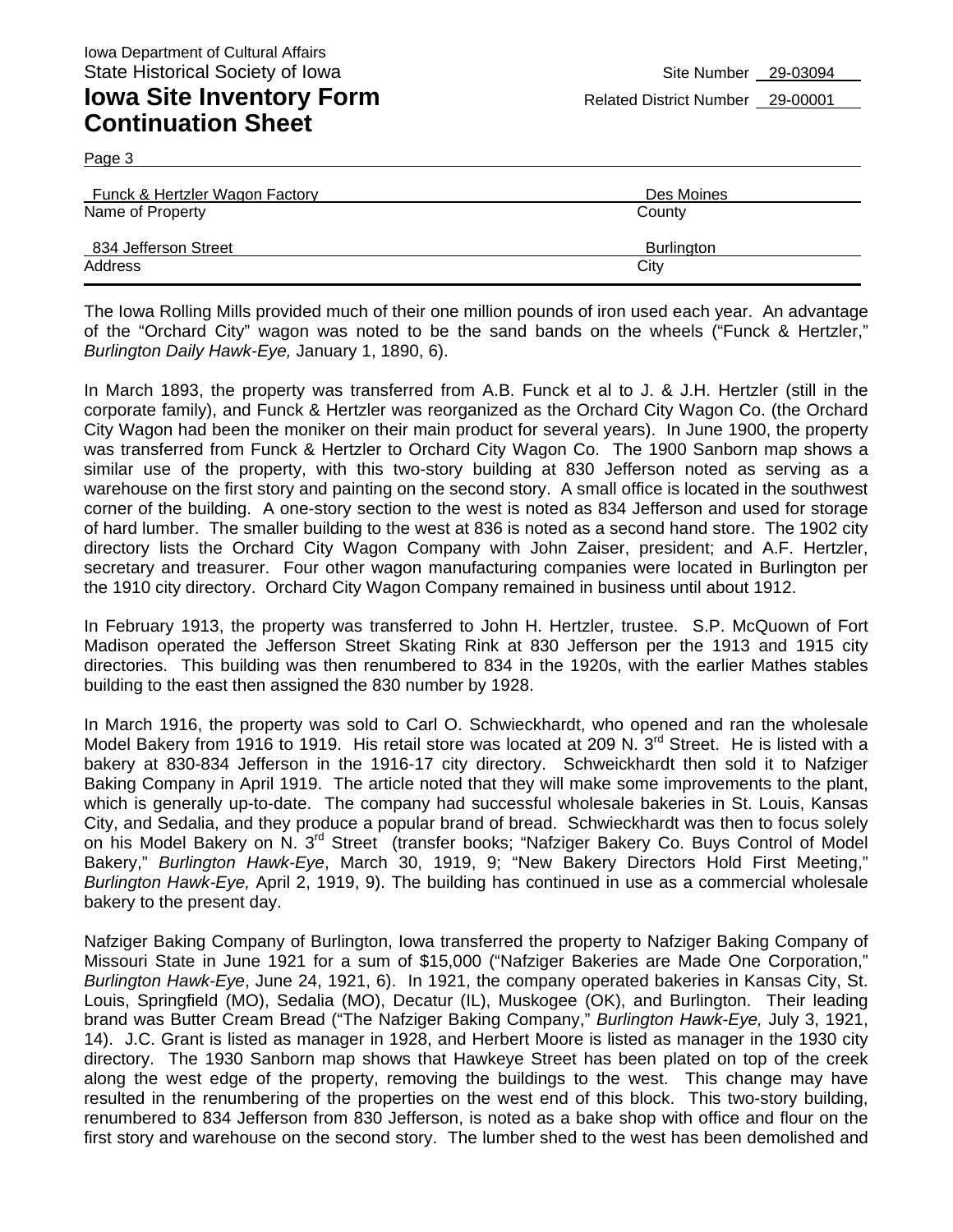Iowa Department of Cultural Affairs
State Historical Society of Iowa

**Iowa Site Inventory Form Continuation Sheet**

Site Number 29-03094
Related District Number 29-00001

Page 3

| | |
|---|---|
| Funck & Hertzler Wagon Factory | Des Moines |
| Name of Property | County |
| 834 Jefferson Street | Burlington |
| Address | City |

The Iowa Rolling Mills provided much of their one million pounds of iron used each year. An advantage of the "Orchard City" wagon was noted to be the sand bands on the wheels ("Funck & Hertzler," *Burlington Daily Hawk-Eye,* January 1, 1890, 6).

In March 1893, the property was transferred from A.B. Funck et al to J. & J.H. Hertzler (still in the corporate family), and Funck & Hertzler was reorganized as the Orchard City Wagon Co. (the Orchard City Wagon had been the moniker on their main product for several years). In June 1900, the property was transferred from Funck & Hertzler to Orchard City Wagon Co. The 1900 Sanborn map shows a similar use of the property, with this two-story building at 830 Jefferson noted as serving as a warehouse on the first story and painting on the second story. A small office is located in the southwest corner of the building. A one-story section to the west is noted as 834 Jefferson and used for storage of hard lumber. The smaller building to the west at 836 is noted as a second hand store. The 1902 city directory lists the Orchard City Wagon Company with John Zaiser, president; and A.F. Hertzler, secretary and treasurer. Four other wagon manufacturing companies were located in Burlington per the 1910 city directory. Orchard City Wagon Company remained in business until about 1912.

In February 1913, the property was transferred to John H. Hertzler, trustee. S.P. McQuown of Fort Madison operated the Jefferson Street Skating Rink at 830 Jefferson per the 1913 and 1915 city directories. This building was then renumbered to 834 in the 1920s, with the earlier Mathes stables building to the east then assigned the 830 number by 1928.

In March 1916, the property was sold to Carl O. Schwieckhardt, who opened and ran the wholesale Model Bakery from 1916 to 1919. His retail store was located at 209 N. 3rd Street. He is listed with a bakery at 830-834 Jefferson in the 1916-17 city directory. Schweickhardt then sold it to Nafziger Baking Company in April 1919. The article noted that they will make some improvements to the plant, which is generally up-to-date. The company had successful wholesale bakeries in St. Louis, Kansas City, and Sedalia, and they produce a popular brand of bread. Schwieckhardt was then to focus solely on his Model Bakery on N. 3rd Street (transfer books; "Nafziger Bakery Co. Buys Control of Model Bakery," *Burlington Hawk-Eye*, March 30, 1919, 9; "New Bakery Directors Hold First Meeting," *Burlington Hawk-Eye,* April 2, 1919, 9). The building has continued in use as a commercial wholesale bakery to the present day.

Nafziger Baking Company of Burlington, Iowa transferred the property to Nafziger Baking Company of Missouri State in June 1921 for a sum of $15,000 ("Nafziger Bakeries are Made One Corporation," *Burlington Hawk-Eye*, June 24, 1921, 6). In 1921, the company operated bakeries in Kansas City, St. Louis, Springfield (MO), Sedalia (MO), Decatur (IL), Muskogee (OK), and Burlington. Their leading brand was Butter Cream Bread ("The Nafziger Baking Company," *Burlington Hawk-Eye,* July 3, 1921, 14). J.C. Grant is listed as manager in 1928, and Herbert Moore is listed as manager in the 1930 city directory. The 1930 Sanborn map shows that Hawkeye Street has been plated on top of the creek along the west edge of the property, removing the buildings to the west. This change may have resulted in the renumbering of the properties on the west end of this block. This two-story building, renumbered to 834 Jefferson from 830 Jefferson, is noted as a bake shop with office and flour on the first story and warehouse on the second story. The lumber shed to the west has been demolished and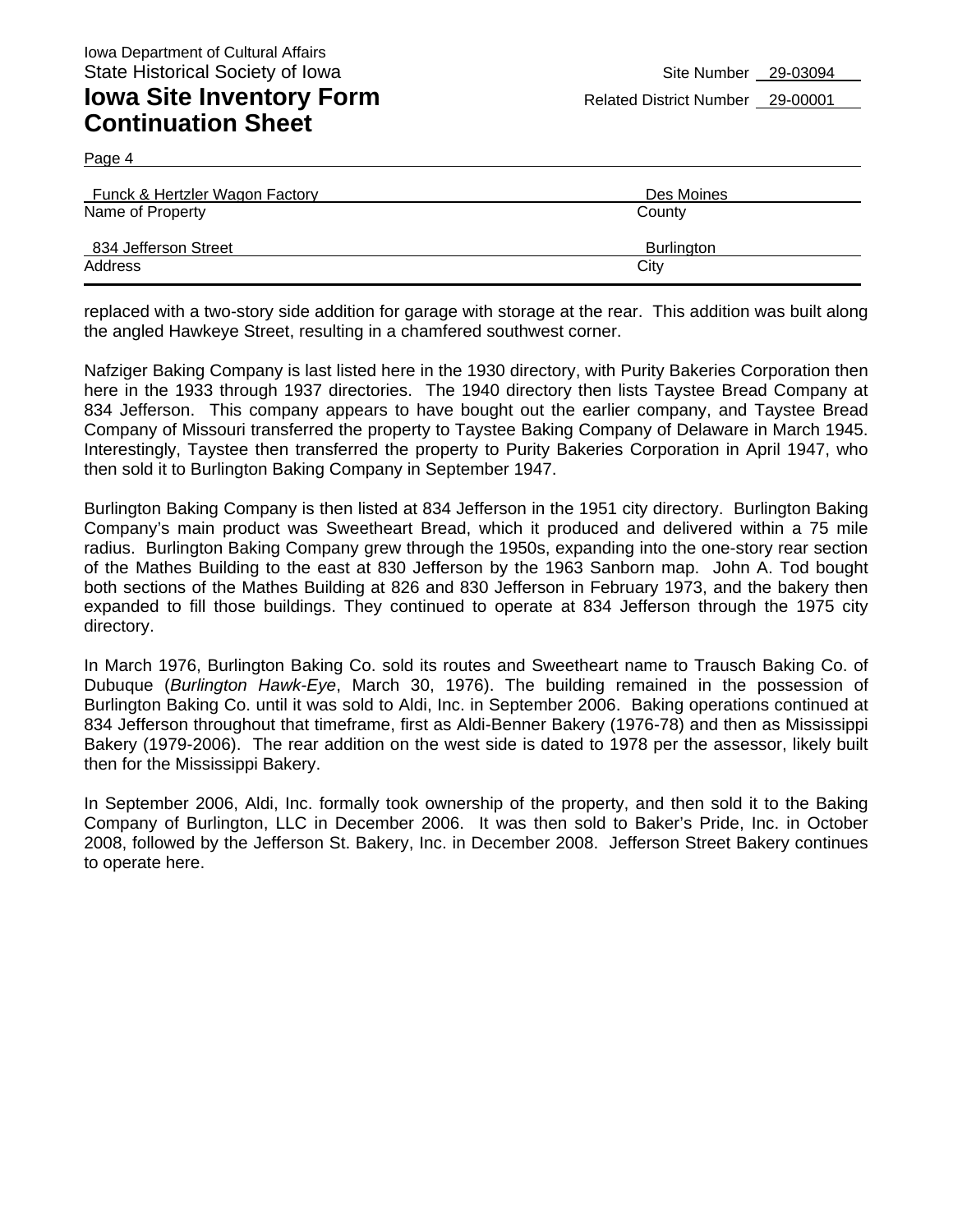replaced with a two-story side addition for garage with storage at the rear. This addition was built along the angled Hawkeye Street, resulting in a chamfered southwest corner.

Nafziger Baking Company is last listed here in the 1930 directory, with Purity Bakeries Corporation then here in the 1933 through 1937 directories. The 1940 directory then lists Taystee Bread Company at 834 Jefferson. This company appears to have bought out the earlier company, and Taystee Bread Company of Missouri transferred the property to Taystee Baking Company of Delaware in March 1945. Interestingly, Taystee then transferred the property to Purity Bakeries Corporation in April 1947, who then sold it to Burlington Baking Company in September 1947.

Burlington Baking Company is then listed at 834 Jefferson in the 1951 city directory. Burlington Baking Company's main product was Sweetheart Bread, which it produced and delivered within a 75 mile radius. Burlington Baking Company grew through the 1950s, expanding into the one-story rear section of the Mathes Building to the east at 830 Jefferson by the 1963 Sanborn map. John A. Tod bought both sections of the Mathes Building at 826 and 830 Jefferson in February 1973, and the bakery then expanded to fill those buildings. They continued to operate at 834 Jefferson through the 1975 city directory.

In March 1976, Burlington Baking Co. sold its routes and Sweetheart name to Trausch Baking Co. of Dubuque (*Burlington Hawk-Eye*, March 30, 1976). The building remained in the possession of Burlington Baking Co. until it was sold to Aldi, Inc. in September 2006. Baking operations continued at 834 Jefferson throughout that timeframe, first as Aldi-Benner Bakery (1976-78) and then as Mississippi Bakery (1979-2006). The rear addition on the west side is dated to 1978 per the assessor, likely built then for the Mississippi Bakery.

In September 2006, Aldi, Inc. formally took ownership of the property, and then sold it to the Baking Company of Burlington, LLC in December 2006. It was then sold to Baker's Pride, Inc. in October 2008, followed by the Jefferson St. Bakery, Inc. in December 2008. Jefferson Street Bakery continues to operate here.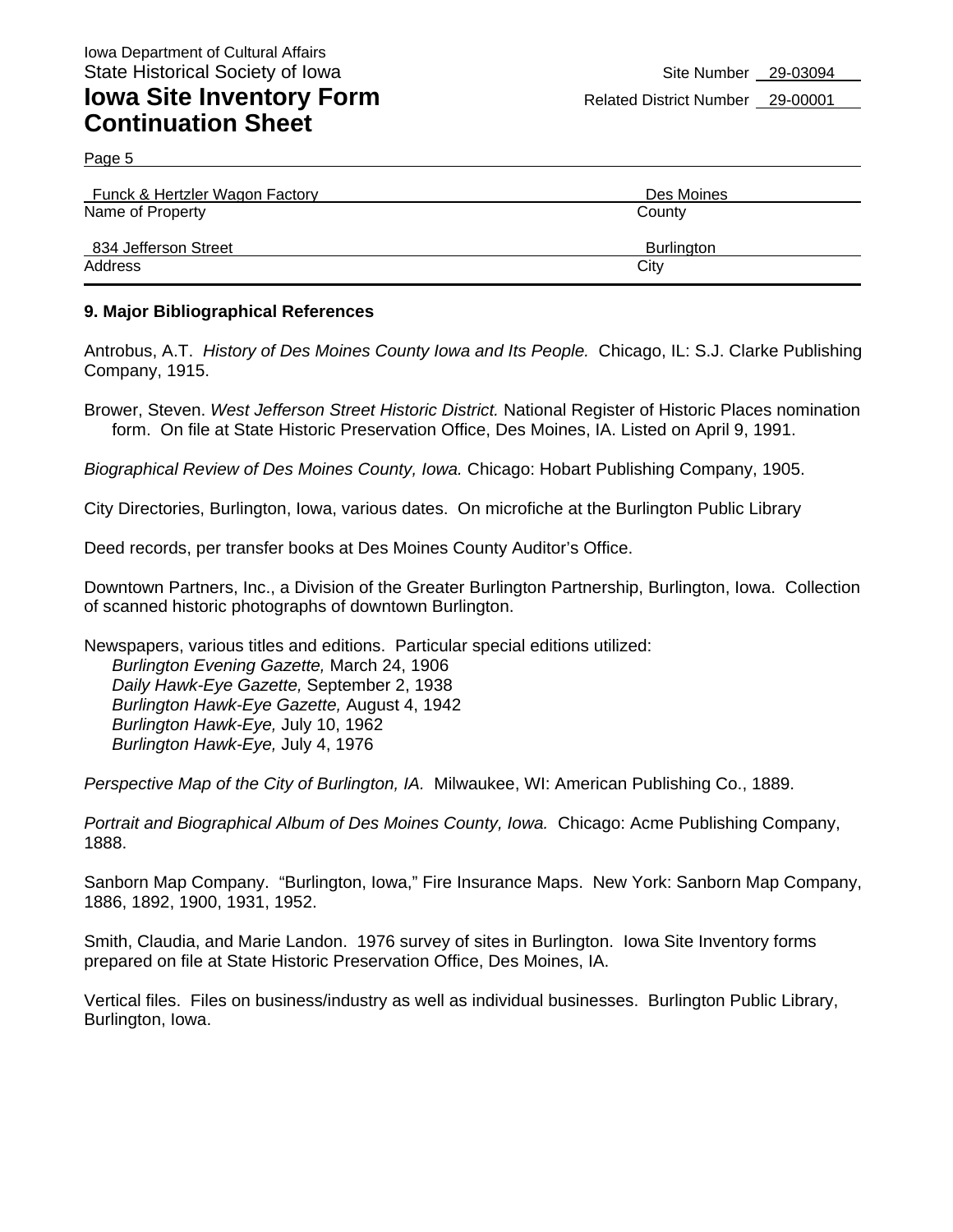Iowa Department of Cultural Affairs
State Historical Society of Iowa

# Iowa Site Inventory Form Continuation Sheet

Site Number 29-03094
Related District Number 29-00001

Page 5

| Funck & Hertzler Wagon Factory | Des Moines |
|---|---|
| Name of Property | County |
| 834 Jefferson Street | Burlington |
| Address | City |

## 9. Major Bibliographical References

Antrobus, A.T. *History of Des Moines County Iowa and Its People.* Chicago, IL: S.J. Clarke Publishing Company, 1915.

Brower, Steven. *West Jefferson Street Historic District.* National Register of Historic Places nomination form. On file at State Historic Preservation Office, Des Moines, IA. Listed on April 9, 1991.

*Biographical Review of Des Moines County, Iowa.* Chicago: Hobart Publishing Company, 1905.

City Directories, Burlington, Iowa, various dates. On microfiche at the Burlington Public Library

Deed records, per transfer books at Des Moines County Auditor's Office.

Downtown Partners, Inc., a Division of the Greater Burlington Partnership, Burlington, Iowa. Collection of scanned historic photographs of downtown Burlington.

Newspapers, various titles and editions. Particular special editions utilized:
*Burlington Evening Gazette,* March 24, 1906
*Daily Hawk-Eye Gazette,* September 2, 1938
*Burlington Hawk-Eye Gazette,* August 4, 1942
*Burlington Hawk-Eye,* July 10, 1962
*Burlington Hawk-Eye,* July 4, 1976

*Perspective Map of the City of Burlington, IA.* Milwaukee, WI: American Publishing Co., 1889.

*Portrait and Biographical Album of Des Moines County, Iowa.* Chicago: Acme Publishing Company, 1888.

Sanborn Map Company. "Burlington, Iowa," Fire Insurance Maps. New York: Sanborn Map Company, 1886, 1892, 1900, 1931, 1952.

Smith, Claudia, and Marie Landon. 1976 survey of sites in Burlington. Iowa Site Inventory forms prepared on file at State Historic Preservation Office, Des Moines, IA.

Vertical files. Files on business/industry as well as individual businesses. Burlington Public Library, Burlington, Iowa.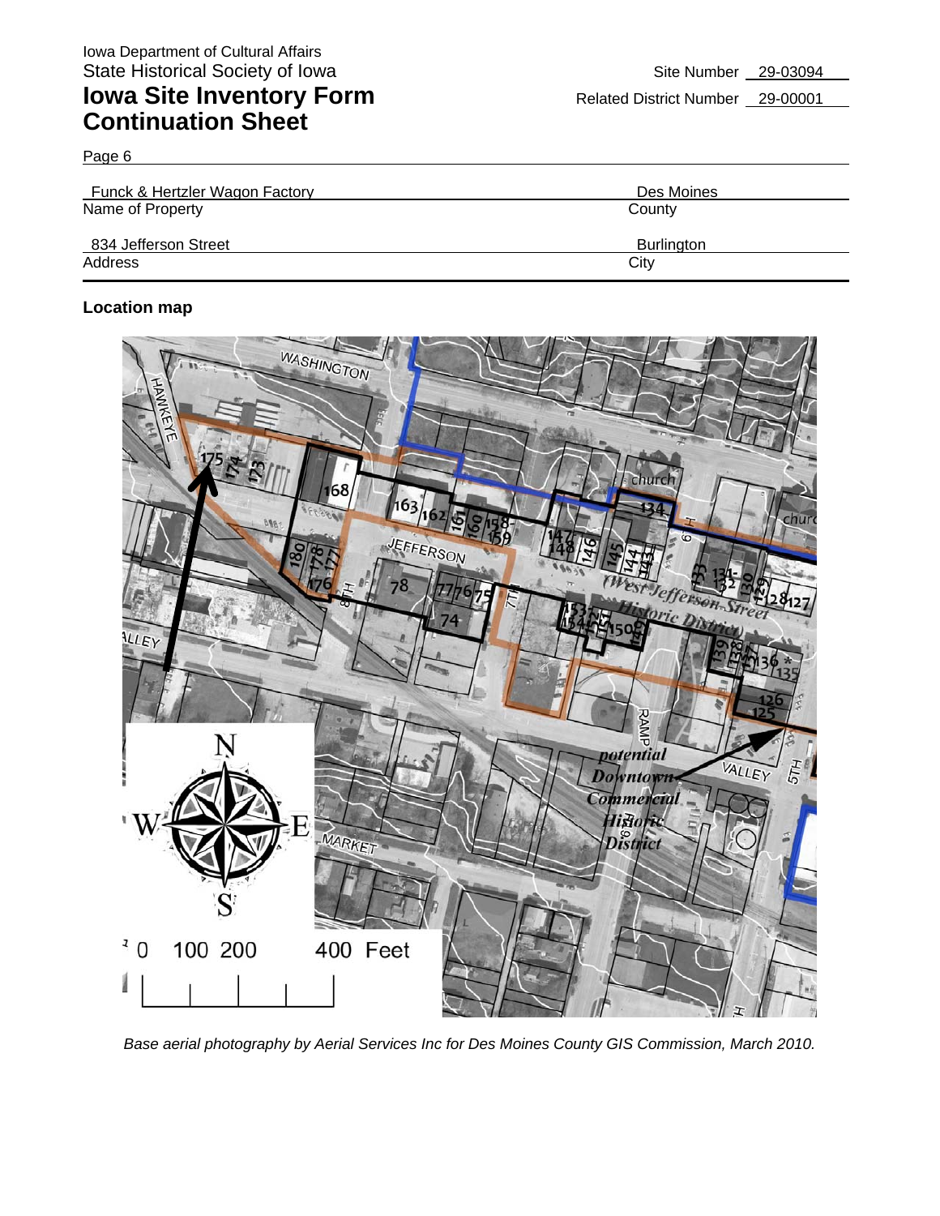Site Number 29-03094

Related District Number 29-00001

| Funck & Hertzler Wagon Factory | Des Moines |
|---|---|
| Name of Property | County |
| 834 Jefferson Street | Burlington |
| Address | City |

**Location map**

*Base aerial photography by Aerial Services Inc for Des Moines County GIS Commission, March 2010.*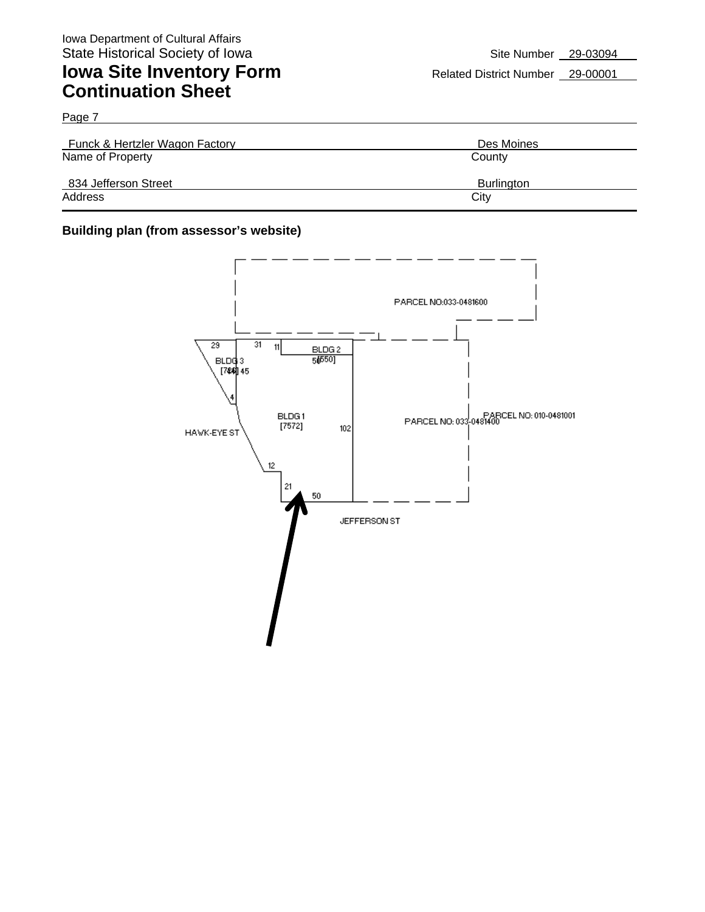Iowa Department of Cultural Affairs
State Historical Society of Iowa

# Iowa Site Inventory Form Continuation Sheet

Site Number 29-03094
Related District Number 29-00001

Page 7

| Funck & Hertzler Wagon Factory | Des Moines |
|---|---|
| Name of Property | County |
| 834 Jefferson Street | Burlington |
| Address | City |

**Building plan (from assessor's website)**

PARCEL NO:033-0481600

29 31 11 BLDG 2 [550] 50

BLDG 3 [784] 45

4

BLDG 1 [7572]

102

PARCEL NO: 033-0481400

PARCEL NO: 010-0481001

HAWK-EYE ST

12

21 50

JEFFERSON ST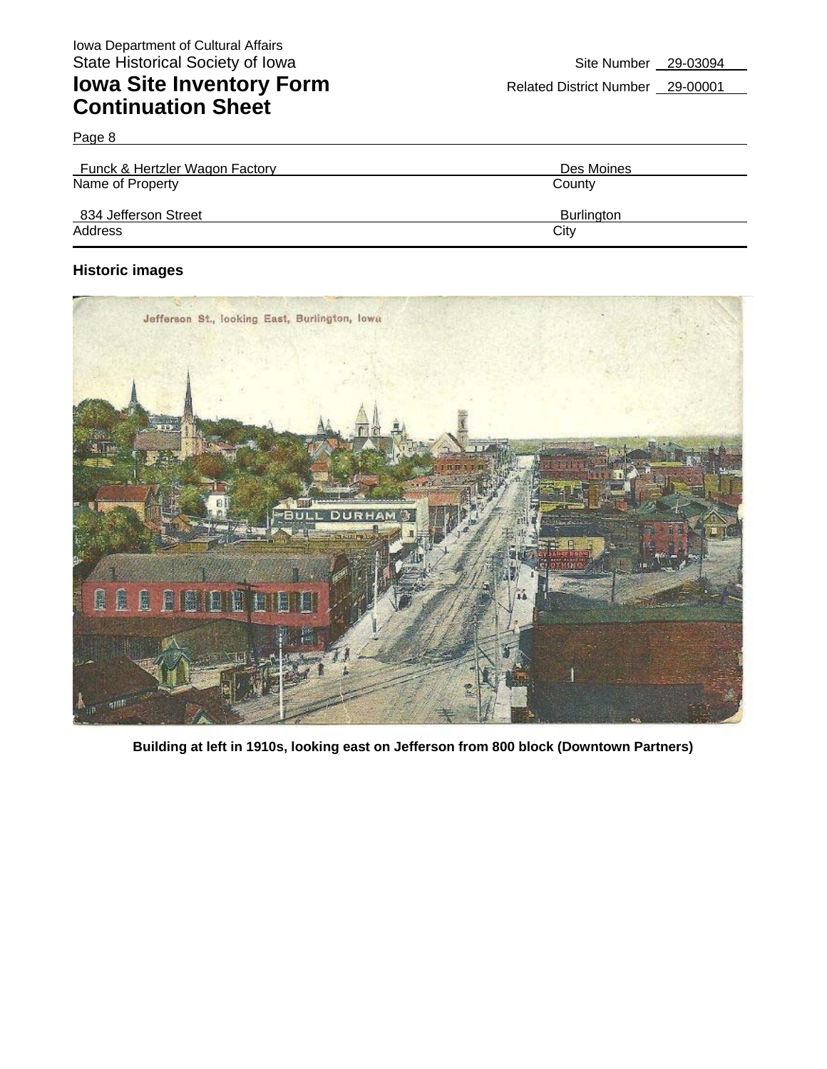Page 8

| Funck & Hertzler Wagon Factory | Des Moines |
| --- | --- |
| Name of Property | County |
| 834 Jefferson Street | Burlington |
| Address | City |

### Historic images

**Building at left in 1910s, looking east on Jefferson from 800 block (Downtown Partners)**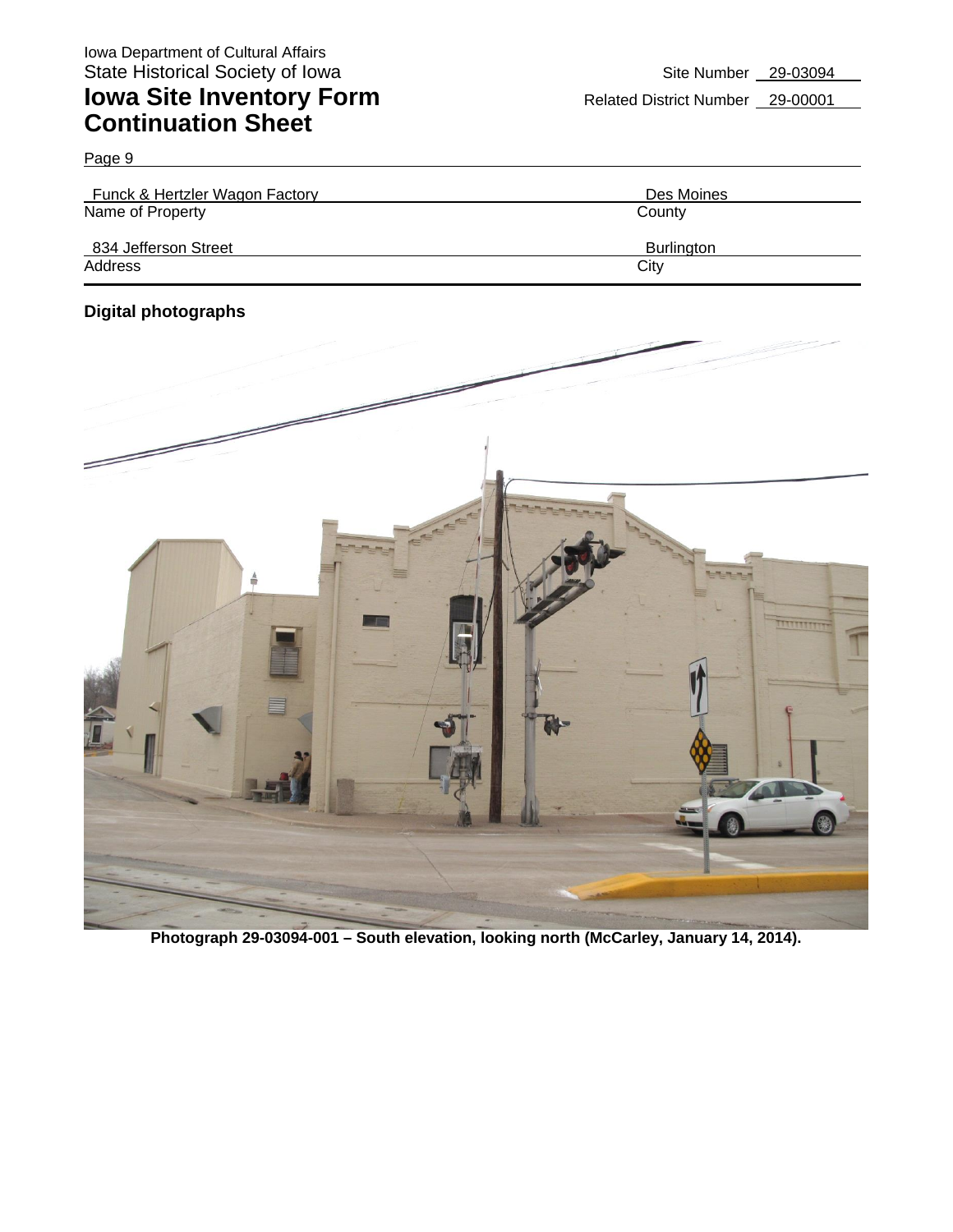Iowa Department of Cultural Affairs
State Historical Society of Iowa

# Iowa Site Inventory Form Continuation Sheet

Site Number 29-03094
Related District Number 29-00001

Page 9

| Name of Property | County |
|---|---|
| Funck & Hertzler Wagon Factory | Des Moines |

| Address | City |
|---|---|
| 834 Jefferson Street | Burlington |

## Digital photographs

**Photograph 29-03094-001 – South elevation, looking north (McCarley, January 14, 2014).**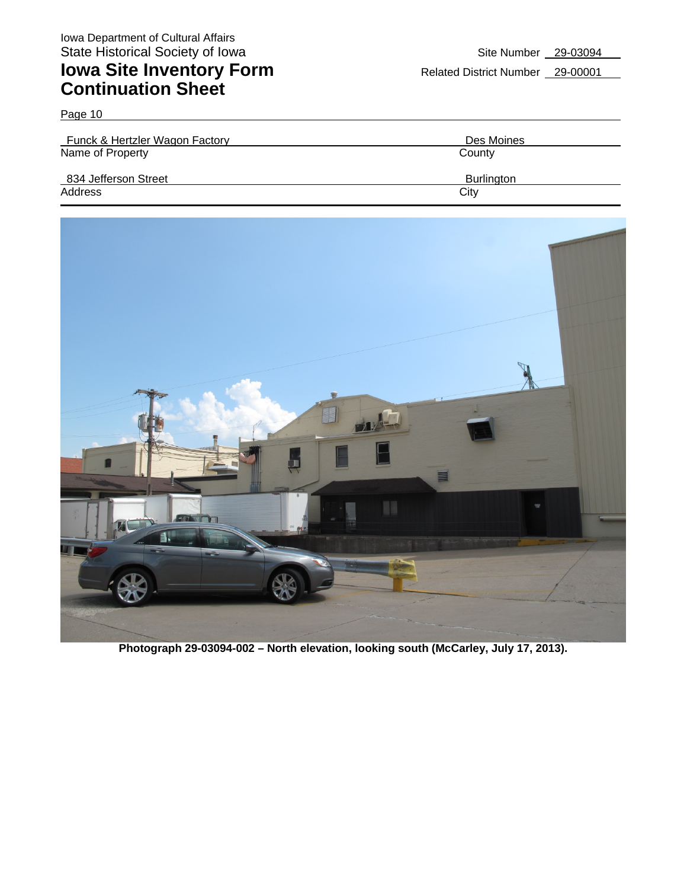Iowa Department of Cultural Affairs
State Historical Society of Iowa

# Iowa Site Inventory Form Continuation Sheet

Site Number 29-03094

Related District Number 29-00001

Page 10

| | |
|---|---|
| Funck & Hertzler Wagon Factory | Des Moines |
| Name of Property | County |
| 834 Jefferson Street | Burlington |
| Address | City |

**Photograph 29-03094-002 – North elevation, looking south (McCarley, July 17, 2013).**